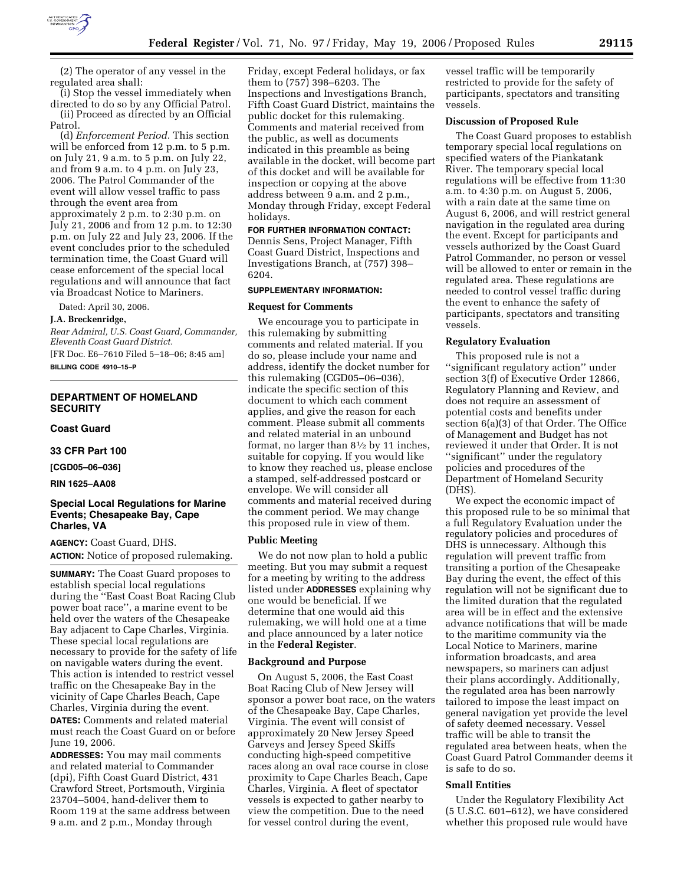(2) The operator of any vessel in the regulated area shall:

(i) Stop the vessel immediately when directed to do so by any Official Patrol.

(ii) Proceed as directed by an Official Patrol.

(d) *Enforcement Period.* This section will be enforced from 12 p.m. to 5 p.m. on July 21, 9 a.m. to 5 p.m. on July 22, and from 9 a.m. to 4 p.m. on July 23, 2006. The Patrol Commander of the event will allow vessel traffic to pass through the event area from approximately 2 p.m. to 2:30 p.m. on July 21, 2006 and from 12 p.m. to 12:30 p.m. on July 22 and July 23, 2006. If the event concludes prior to the scheduled termination time, the Coast Guard will cease enforcement of the special local regulations and will announce that fact via Broadcast Notice to Mariners.

Dated: April 30, 2006.

**J.A. Breckenridge,**

*Rear Admiral, U.S. Coast Guard, Commander, Eleventh Coast Guard District.*

[FR Doc. E6–7610 Filed 5–18–06; 8:45 am]

**BILLING CODE 4910–15–P**

---

## DEPARTMENT OF HOMELAND SECURITY

### Coast Guard

### 33 CFR Part 100

**[CGD05–06–036]**

**RIN 1625–AA08**

## Special Local Regulations for Marine Events; Chesapeake Bay, Cape Charles, VA

**AGENCY:** Coast Guard, DHS.

**ACTION:** Notice of proposed rulemaking.

**SUMMARY:** The Coast Guard proposes to establish special local regulations during the ''East Coast Boat Racing Club power boat race'', a marine event to be held over the waters of the Chesapeake Bay adjacent to Cape Charles, Virginia. These special local regulations are necessary to provide for the safety of life on navigable waters during the event. This action is intended to restrict vessel traffic on the Chesapeake Bay in the vicinity of Cape Charles Beach, Cape Charles, Virginia during the event.

**DATES:** Comments and related material must reach the Coast Guard on or before June 19, 2006.

**ADDRESSES:** You may mail comments and related material to Commander (dpi), Fifth Coast Guard District, 431 Crawford Street, Portsmouth, Virginia 23704–5004, hand-deliver them to Room 119 at the same address between 9 a.m. and 2 p.m., Monday through Friday, except Federal holidays, or fax them to (757) 398–6203. The Inspections and Investigations Branch, Fifth Coast Guard District, maintains the public docket for this rulemaking. Comments and material received from the public, as well as documents indicated in this preamble as being available in the docket, will become part of this docket and will be available for inspection or copying at the above address between 9 a.m. and 2 p.m., Monday through Friday, except Federal holidays.

**FOR FURTHER INFORMATION CONTACT:** Dennis Sens, Project Manager, Fifth Coast Guard District, Inspections and Investigations Branch, at (757) 398–6204.

**SUPPLEMENTARY INFORMATION:**

### Request for Comments

We encourage you to participate in this rulemaking by submitting comments and related material. If you do so, please include your name and address, identify the docket number for this rulemaking (CGD05–06–036), indicate the specific section of this document to which each comment applies, and give the reason for each comment. Please submit all comments and related material in an unbound format, no larger than 8½ by 11 inches, suitable for copying. If you would like to know they reached us, please enclose a stamped, self-addressed postcard or envelope. We will consider all comments and material received during the comment period. We may change this proposed rule in view of them.

### Public Meeting

We do not now plan to hold a public meeting. But you may submit a request for a meeting by writing to the address listed under **ADDRESSES** explaining why one would be beneficial. If we determine that one would aid this rulemaking, we will hold one at a time and place announced by a later notice in the **Federal Register**.

### Background and Purpose

On August 5, 2006, the East Coast Boat Racing Club of New Jersey will sponsor a power boat race, on the waters of the Chesapeake Bay, Cape Charles, Virginia. The event will consist of approximately 20 New Jersey Speed Garveys and Jersey Speed Skiffs conducting high-speed competitive races along an oval race course in close proximity to Cape Charles Beach, Cape Charles, Virginia. A fleet of spectator vessels is expected to gather nearby to view the competition. Due to the need for vessel control during the event, vessel traffic will be temporarily restricted to provide for the safety of participants, spectators and transiting vessels.

### Discussion of Proposed Rule

The Coast Guard proposes to establish temporary special local regulations on specified waters of the Piankatank River. The temporary special local regulations will be effective from 11:30 a.m. to 4:30 p.m. on August 5, 2006, with a rain date at the same time on August 6, 2006, and will restrict general navigation in the regulated area during the event. Except for participants and vessels authorized by the Coast Guard Patrol Commander, no person or vessel will be allowed to enter or remain in the regulated area. These regulations are needed to control vessel traffic during the event to enhance the safety of participants, spectators and transiting vessels.

### Regulatory Evaluation

This proposed rule is not a ''significant regulatory action'' under section 3(f) of Executive Order 12866, Regulatory Planning and Review, and does not require an assessment of potential costs and benefits under section 6(a)(3) of that Order. The Office of Management and Budget has not reviewed it under that Order. It is not ''significant'' under the regulatory policies and procedures of the Department of Homeland Security (DHS).

We expect the economic impact of this proposed rule to be so minimal that a full Regulatory Evaluation under the regulatory policies and procedures of DHS is unnecessary. Although this regulation will prevent traffic from transiting a portion of the Chesapeake Bay during the event, the effect of this regulation will not be significant due to the limited duration that the regulated area will be in effect and the extensive advance notifications that will be made to the maritime community via the Local Notice to Mariners, marine information broadcasts, and area newspapers, so mariners can adjust their plans accordingly. Additionally, the regulated area has been narrowly tailored to impose the least impact on general navigation yet provide the level of safety deemed necessary. Vessel traffic will be able to transit the regulated area between heats, when the Coast Guard Patrol Commander deems it is safe to do so.

### Small Entities

Under the Regulatory Flexibility Act (5 U.S.C. 601–612), we have considered whether this proposed rule would have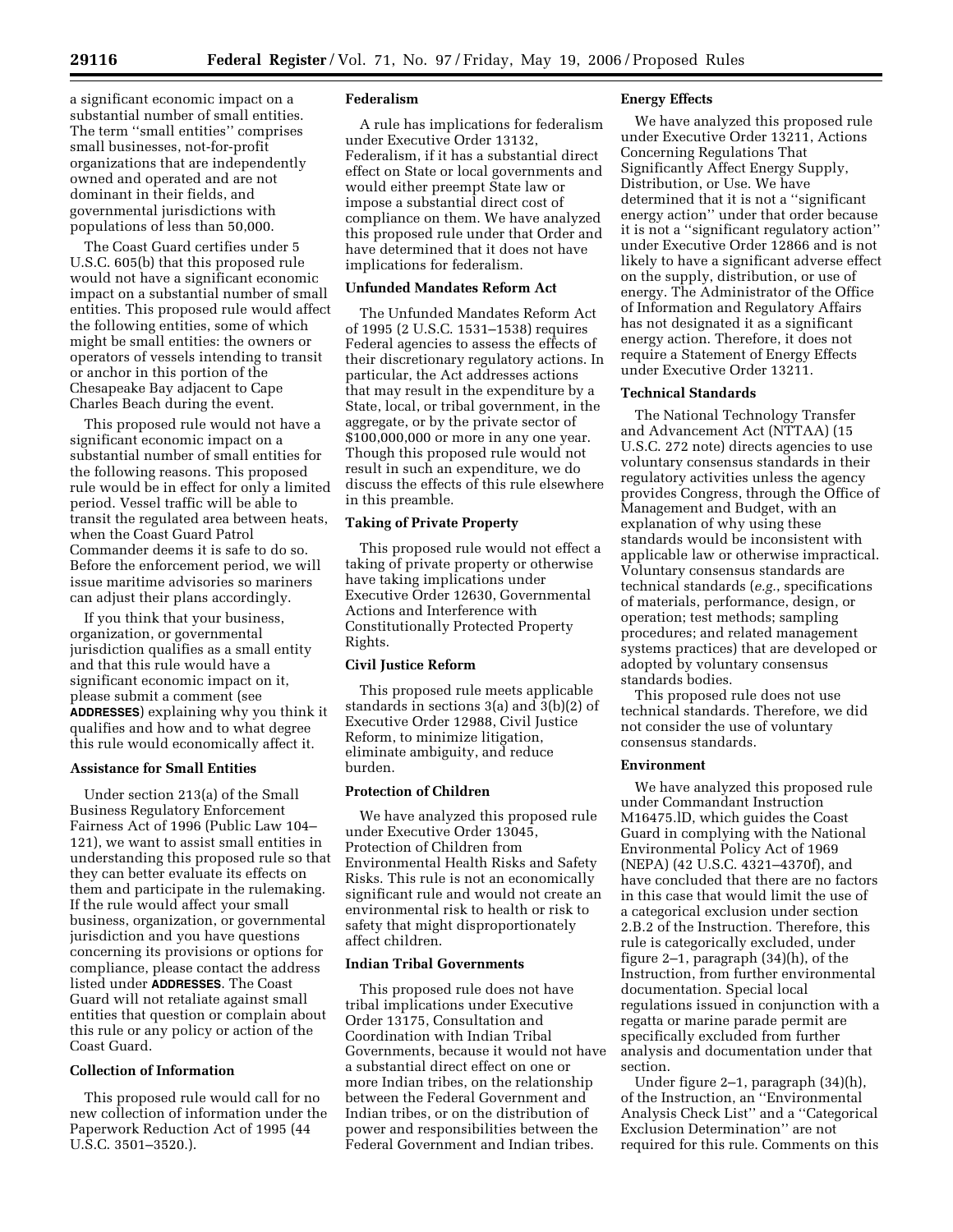a significant economic impact on a substantial number of small entities. The term "small entities" comprises small businesses, not-for-profit organizations that are independently owned and operated and are not dominant in their fields, and governmental jurisdictions with populations of less than 50,000.

The Coast Guard certifies under 5 U.S.C. 605(b) that this proposed rule would not have a significant economic impact on a substantial number of small entities. This proposed rule would affect the following entities, some of which might be small entities: the owners or operators of vessels intending to transit or anchor in this portion of the Chesapeake Bay adjacent to Cape Charles Beach during the event.

This proposed rule would not have a significant economic impact on a substantial number of small entities for the following reasons. This proposed rule would be in effect for only a limited period. Vessel traffic will be able to transit the regulated area between heats, when the Coast Guard Patrol Commander deems it is safe to do so. Before the enforcement period, we will issue maritime advisories so mariners can adjust their plans accordingly.

If you think that your business, organization, or governmental jurisdiction qualifies as a small entity and that this rule would have a significant economic impact on it, please submit a comment (see **ADDRESSES**) explaining why you think it qualifies and how and to what degree this rule would economically affect it.

## Assistance for Small Entities

Under section 213(a) of the Small Business Regulatory Enforcement Fairness Act of 1996 (Public Law 104–121), we want to assist small entities in understanding this proposed rule so that they can better evaluate its effects on them and participate in the rulemaking. If the rule would affect your small business, organization, or governmental jurisdiction and you have questions concerning its provisions or options for compliance, please contact the address listed under **ADDRESSES**. The Coast Guard will not retaliate against small entities that question or complain about this rule or any policy or action of the Coast Guard.

## Collection of Information

This proposed rule would call for no new collection of information under the Paperwork Reduction Act of 1995 (44 U.S.C. 3501–3520.).

## Federalism

A rule has implications for federalism under Executive Order 13132, Federalism, if it has a substantial direct effect on State or local governments and would either preempt State law or impose a substantial direct cost of compliance on them. We have analyzed this proposed rule under that Order and have determined that it does not have implications for federalism.

## Unfunded Mandates Reform Act

The Unfunded Mandates Reform Act of 1995 (2 U.S.C. 1531–1538) requires Federal agencies to assess the effects of their discretionary regulatory actions. In particular, the Act addresses actions that may result in the expenditure by a State, local, or tribal government, in the aggregate, or by the private sector of $100,000,000 or more in any one year. Though this proposed rule would not result in such an expenditure, we do discuss the effects of this rule elsewhere in this preamble.

## Taking of Private Property

This proposed rule would not effect a taking of private property or otherwise have taking implications under Executive Order 12630, Governmental Actions and Interference with Constitutionally Protected Property Rights.

## Civil Justice Reform

This proposed rule meets applicable standards in sections 3(a) and 3(b)(2) of Executive Order 12988, Civil Justice Reform, to minimize litigation, eliminate ambiguity, and reduce burden.

## Protection of Children

We have analyzed this proposed rule under Executive Order 13045, Protection of Children from Environmental Health Risks and Safety Risks. This rule is not an economically significant rule and would not create an environmental risk to health or risk to safety that might disproportionately affect children.

## Indian Tribal Governments

This proposed rule does not have tribal implications under Executive Order 13175, Consultation and Coordination with Indian Tribal Governments, because it would not have a substantial direct effect on one or more Indian tribes, on the relationship between the Federal Government and Indian tribes, or on the distribution of power and responsibilities between the Federal Government and Indian tribes.

## Energy Effects

We have analyzed this proposed rule under Executive Order 13211, Actions Concerning Regulations That Significantly Affect Energy Supply, Distribution, or Use. We have determined that it is not a "significant energy action" under that order because it is not a "significant regulatory action" under Executive Order 12866 and is not likely to have a significant adverse effect on the supply, distribution, or use of energy. The Administrator of the Office of Information and Regulatory Affairs has not designated it as a significant energy action. Therefore, it does not require a Statement of Energy Effects under Executive Order 13211.

## Technical Standards

The National Technology Transfer and Advancement Act (NTTAA) (15 U.S.C. 272 note) directs agencies to use voluntary consensus standards in their regulatory activities unless the agency provides Congress, through the Office of Management and Budget, with an explanation of why using these standards would be inconsistent with applicable law or otherwise impractical. Voluntary consensus standards are technical standards (*e.g.*, specifications of materials, performance, design, or operation; test methods; sampling procedures; and related management systems practices) that are developed or adopted by voluntary consensus standards bodies.

This proposed rule does not use technical standards. Therefore, we did not consider the use of voluntary consensus standards.

## Environment

We have analyzed this proposed rule under Commandant Instruction M16475.lD, which guides the Coast Guard in complying with the National Environmental Policy Act of 1969 (NEPA) (42 U.S.C. 4321–4370f), and have concluded that there are no factors in this case that would limit the use of a categorical exclusion under section 2.B.2 of the Instruction. Therefore, this rule is categorically excluded, under figure 2–1, paragraph (34)(h), of the Instruction, from further environmental documentation. Special local regulations issued in conjunction with a regatta or marine parade permit are specifically excluded from further analysis and documentation under that section.

Under figure 2–1, paragraph (34)(h), of the Instruction, an "Environmental Analysis Check List" and a "Categorical Exclusion Determination" are not required for this rule. Comments on this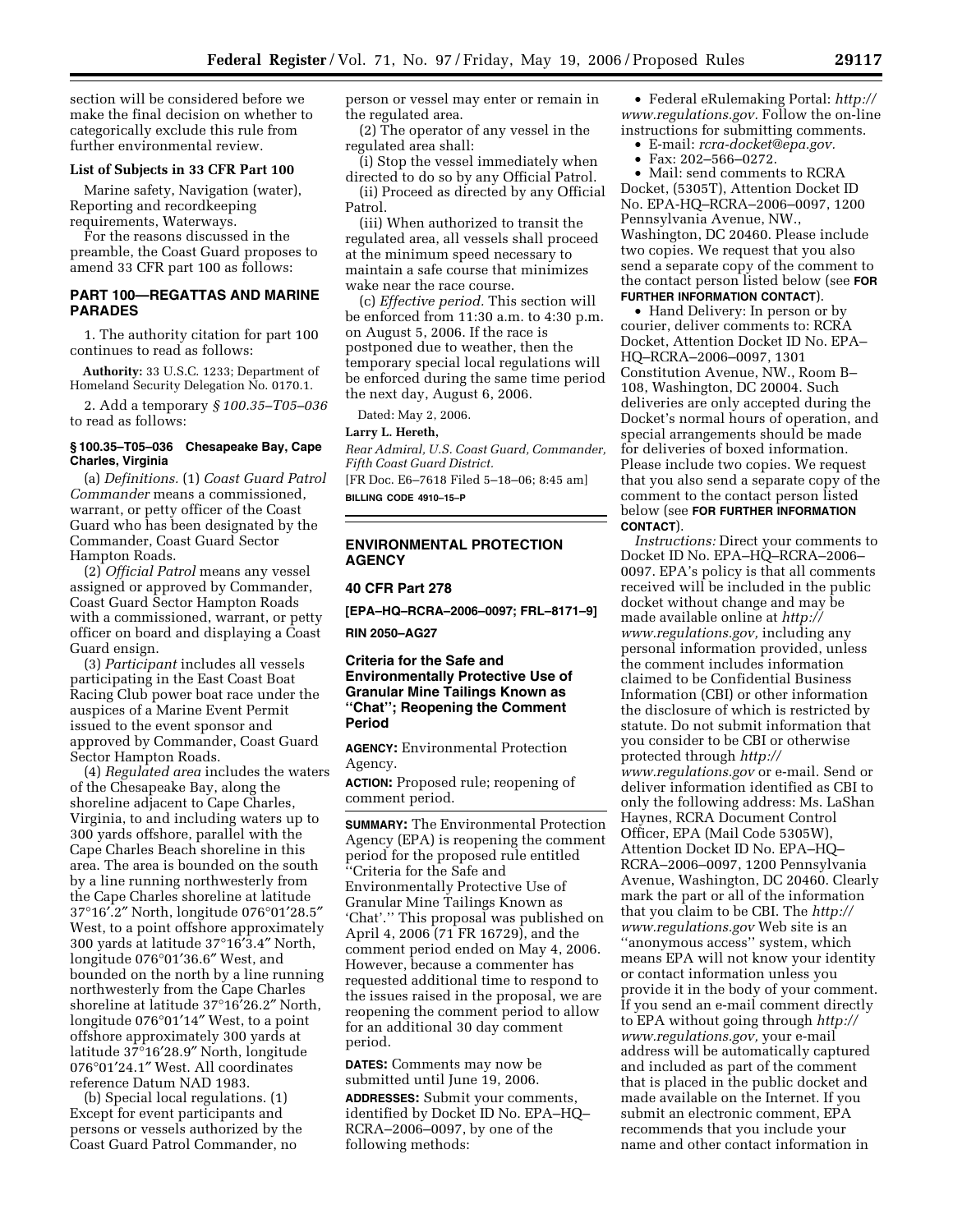section will be considered before we make the final decision on whether to categorically exclude this rule from further environmental review.

### List of Subjects in 33 CFR Part 100

Marine safety, Navigation (water), Reporting and recordkeeping requirements, Waterways.

For the reasons discussed in the preamble, the Coast Guard proposes to amend 33 CFR part 100 as follows:

## PART 100—REGATTAS AND MARINE PARADES

1. The authority citation for part 100 continues to read as follows:

**Authority:** 33 U.S.C. 1233; Department of Homeland Security Delegation No. 0170.1.

2. Add a temporary *§ 100.35–T05–036* to read as follows:

#### § 100.35–T05–036 Chesapeake Bay, Cape Charles, Virginia

(a) *Definitions.* (1) *Coast Guard Patrol Commander* means a commissioned, warrant, or petty officer of the Coast Guard who has been designated by the Commander, Coast Guard Sector Hampton Roads.

(2) *Official Patrol* means any vessel assigned or approved by Commander, Coast Guard Sector Hampton Roads with a commissioned, warrant, or petty officer on board and displaying a Coast Guard ensign.

(3) *Participant* includes all vessels participating in the East Coast Boat Racing Club power boat race under the auspices of a Marine Event Permit issued to the event sponsor and approved by Commander, Coast Guard Sector Hampton Roads.

(4) *Regulated area* includes the waters of the Chesapeake Bay, along the shoreline adjacent to Cape Charles, Virginia, to and including waters up to 300 yards offshore, parallel with the Cape Charles Beach shoreline in this area. The area is bounded on the south by a line running northwesterly from the Cape Charles shoreline at latitude 37°16′.2″ North, longitude 076°01′28.5″ West, to a point offshore approximately 300 yards at latitude 37°16′3.4″ North, longitude 076°01′36.6″ West, and bounded on the north by a line running northwesterly from the Cape Charles shoreline at latitude 37°16′26.2″ North, longitude 076°01′14″ West, to a point offshore approximately 300 yards at latitude 37°16′28.9″ North, longitude 076°01′24.1″ West. All coordinates reference Datum NAD 1983.

(b) Special local regulations. (1) Except for event participants and persons or vessels authorized by the Coast Guard Patrol Commander, no person or vessel may enter or remain in the regulated area.

(2) The operator of any vessel in the regulated area shall:

(i) Stop the vessel immediately when directed to do so by any Official Patrol.

(ii) Proceed as directed by any Official Patrol.

(iii) When authorized to transit the regulated area, all vessels shall proceed at the minimum speed necessary to maintain a safe course that minimizes wake near the race course.

(c) *Effective period.* This section will be enforced from 11:30 a.m. to 4:30 p.m. on August 5, 2006. If the race is postponed due to weather, then the temporary special local regulations will be enforced during the same time period the next day, August 6, 2006.

Dated: May 2, 2006.

**Larry L. Hereth,**

*Rear Admiral, U.S. Coast Guard, Commander, Fifth Coast Guard District.*

[FR Doc. E6–7618 Filed 5–18–06; 8:45 am]

**BILLING CODE 4910–15–P**

---

## ENVIRONMENTAL PROTECTION AGENCY

### 40 CFR Part 278

**[EPA–HQ–RCRA–2006–0097; FRL–8171–9]**

**RIN 2050–AG27**

### Criteria for the Safe and Environmentally Protective Use of Granular Mine Tailings Known as ''Chat''; Reopening the Comment Period

**AGENCY:** Environmental Protection Agency.

**ACTION:** Proposed rule; reopening of comment period.

**SUMMARY:** The Environmental Protection Agency (EPA) is reopening the comment period for the proposed rule entitled ''Criteria for the Safe and Environmentally Protective Use of Granular Mine Tailings Known as 'Chat'.'' This proposal was published on April 4, 2006 (71 FR 16729), and the comment period ended on May 4, 2006. However, because a commenter has requested additional time to respond to the issues raised in the proposal, we are reopening the comment period to allow for an additional 30 day comment period.

**DATES:** Comments may now be submitted until June 19, 2006.

**ADDRESSES:** Submit your comments, identified by Docket ID No. EPA–HQ–RCRA–2006–0097, by one of the following methods:

- Federal eRulemaking Portal: *http://www.regulations.gov.* Follow the on-line instructions for submitting comments.
- E-mail: *rcra-docket@epa.gov.*
- Fax: 202–566–0272.
- Mail: send comments to RCRA Docket, (5305T), Attention Docket ID No. EPA-HQ-RCRA–2006–0097, 1200 Pennsylvania Avenue, NW., Washington, DC 20460. Please include two copies. We request that you also send a separate copy of the comment to the contact person listed below (see **FOR FURTHER INFORMATION CONTACT**).
- Hand Delivery: In person or by courier, deliver comments to: RCRA Docket, Attention Docket ID No. EPA–HQ–RCRA–2006–0097, 1301 Constitution Avenue, NW., Room B–108, Washington, DC 20004. Such deliveries are only accepted during the Docket's normal hours of operation, and special arrangements should be made for deliveries of boxed information. Please include two copies. We request that you also send a separate copy of the comment to the contact person listed below (see **FOR FURTHER INFORMATION CONTACT**).

*Instructions:* Direct your comments to Docket ID No. EPA–HQ–RCRA–2006–0097. EPA's policy is that all comments received will be included in the public docket without change and may be made available online at *http://www.regulations.gov,* including any personal information provided, unless the comment includes information claimed to be Confidential Business Information (CBI) or other information the disclosure of which is restricted by statute. Do not submit information that you consider to be CBI or otherwise protected through *http://www.regulations.gov* or e-mail. Send or deliver information identified as CBI to only the following address: Ms. LaShan Haynes, RCRA Document Control Officer, EPA (Mail Code 5305W), Attention Docket ID No. EPA–HQ–RCRA–2006–0097, 1200 Pennsylvania Avenue, Washington, DC 20460. Clearly mark the part or all of the information that you claim to be CBI. The *http://www.regulations.gov* Web site is an ''anonymous access'' system, which means EPA will not know your identity or contact information unless you provide it in the body of your comment. If you send an e-mail comment directly to EPA without going through *http://www.regulations.gov,* your e-mail address will be automatically captured and included as part of the comment that is placed in the public docket and made available on the Internet. If you submit an electronic comment, EPA recommends that you include your name and other contact information in